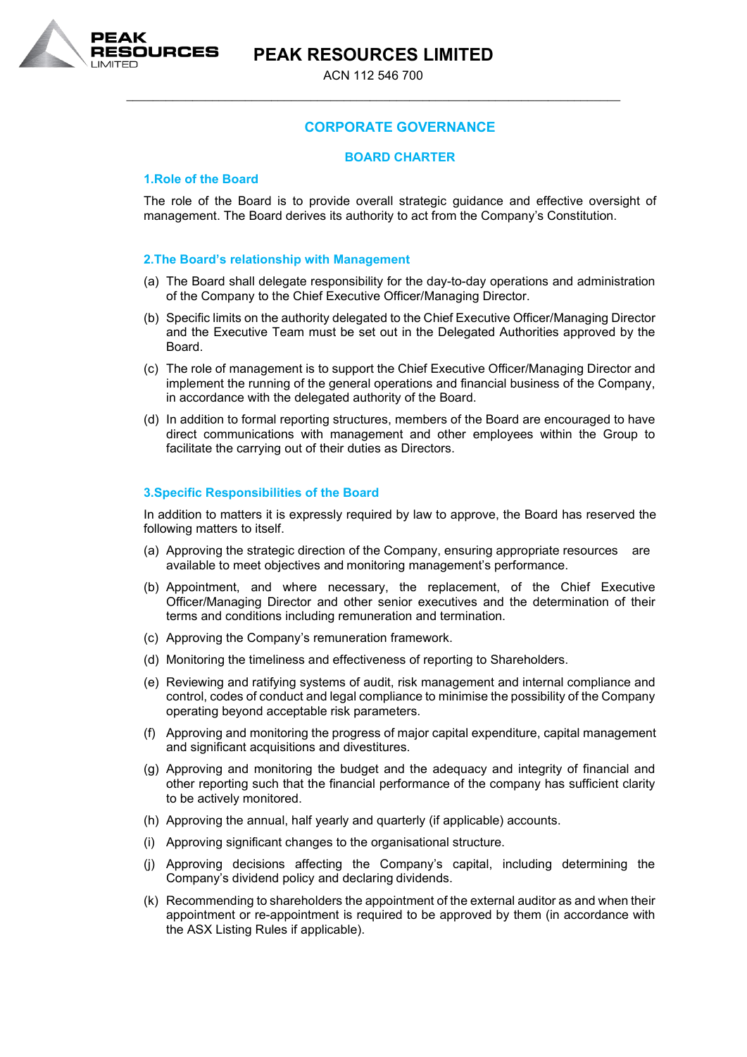# PEAK RESOURCES LIMITED

ACN 112 546 700

## CORPORATE GOVERNANCE

### BOARD CHARTER

#### 1. Role of the Board

The role of the Board is to provide overall strategic guidance and effective oversight of management. The Board derives its authority to act from the Company's Constitution.

#### 2. The Board's relationship with Management

(a) The Board shall delegate responsibility for the day-to-day operations and administration of the Company to the Chief Executive Officer/Managing Director.

(b) Specific limits on the authority delegated to the Chief Executive Officer/Managing Director and the Executive Team must be set out in the Delegated Authorities approved by the Board.

(c) The role of management is to support the Chief Executive Officer/Managing Director and implement the running of the general operations and financial business of the Company, in accordance with the delegated authority of the Board.

(d) In addition to formal reporting structures, members of the Board are encouraged to have direct communications with management and other employees within the Group to facilitate the carrying out of their duties as Directors.

#### 3. Specific Responsibilities of the Board

In addition to matters it is expressly required by law to approve, the Board has reserved the following matters to itself.

(a) Approving the strategic direction of the Company, ensuring appropriate resources are available to meet objectives and monitoring management's performance.

(b) Appointment, and where necessary, the replacement, of the Chief Executive Officer/Managing Director and other senior executives and the determination of their terms and conditions including remuneration and termination.

(c) Approving the Company's remuneration framework.

(d) Monitoring the timeliness and effectiveness of reporting to Shareholders.

(e) Reviewing and ratifying systems of audit, risk management and internal compliance and control, codes of conduct and legal compliance to minimise the possibility of the Company operating beyond acceptable risk parameters.

(f) Approving and monitoring the progress of major capital expenditure, capital management and significant acquisitions and divestitures.

(g) Approving and monitoring the budget and the adequacy and integrity of financial and other reporting such that the financial performance of the company has sufficient clarity to be actively monitored.

(h) Approving the annual, half yearly and quarterly (if applicable) accounts.

(i) Approving significant changes to the organisational structure.

(j) Approving decisions affecting the Company's capital, including determining the Company's dividend policy and declaring dividends.

(k) Recommending to shareholders the appointment of the external auditor as and when their appointment or re-appointment is required to be approved by them (in accordance with the ASX Listing Rules if applicable).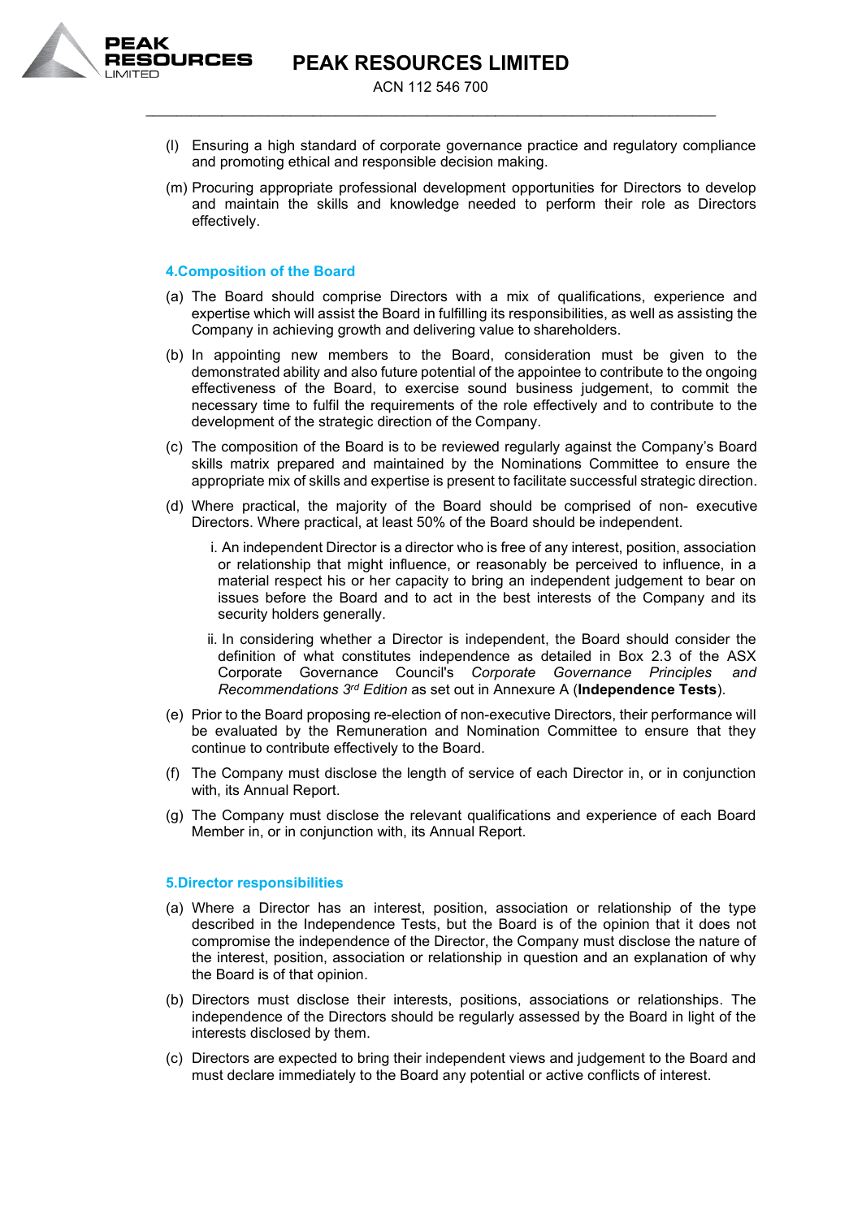(l) Ensuring a high standard of corporate governance practice and regulatory compliance and promoting ethical and responsible decision making.

(m) Procuring appropriate professional development opportunities for Directors to develop and maintain the skills and knowledge needed to perform their role as Directors effectively.

## 4. Composition of the Board

(a) The Board should comprise Directors with a mix of qualifications, experience and expertise which will assist the Board in fulfilling its responsibilities, as well as assisting the Company in achieving growth and delivering value to shareholders.

(b) In appointing new members to the Board, consideration must be given to the demonstrated ability and also future potential of the appointee to contribute to the ongoing effectiveness of the Board, to exercise sound business judgement, to commit the necessary time to fulfil the requirements of the role effectively and to contribute to the development of the strategic direction of the Company.

(c) The composition of the Board is to be reviewed regularly against the Company's Board skills matrix prepared and maintained by the Nominations Committee to ensure the appropriate mix of skills and expertise is present to facilitate successful strategic direction.

(d) Where practical, the majority of the Board should be comprised of non- executive Directors. Where practical, at least 50% of the Board should be independent.

   i. An independent Director is a director who is free of any interest, position, association or relationship that might influence, or reasonably be perceived to influence, in a material respect his or her capacity to bring an independent judgement to bear on issues before the Board and to act in the best interests of the Company and its security holders generally.

   ii. In considering whether a Director is independent, the Board should consider the definition of what constitutes independence as detailed in Box 2.3 of the ASX Corporate Governance Council's *Corporate Governance Principles and Recommendations 3rd Edition* as set out in Annexure A (**Independence Tests**).

(e) Prior to the Board proposing re-election of non-executive Directors, their performance will be evaluated by the Remuneration and Nomination Committee to ensure that they continue to contribute effectively to the Board.

(f) The Company must disclose the length of service of each Director in, or in conjunction with, its Annual Report.

(g) The Company must disclose the relevant qualifications and experience of each Board Member in, or in conjunction with, its Annual Report.

## 5. Director responsibilities

(a) Where a Director has an interest, position, association or relationship of the type described in the Independence Tests, but the Board is of the opinion that it does not compromise the independence of the Director, the Company must disclose the nature of the interest, position, association or relationship in question and an explanation of why the Board is of that opinion.

(b) Directors must disclose their interests, positions, associations or relationships. The independence of the Directors should be regularly assessed by the Board in light of the interests disclosed by them.

(c) Directors are expected to bring their independent views and judgement to the Board and must declare immediately to the Board any potential or active conflicts of interest.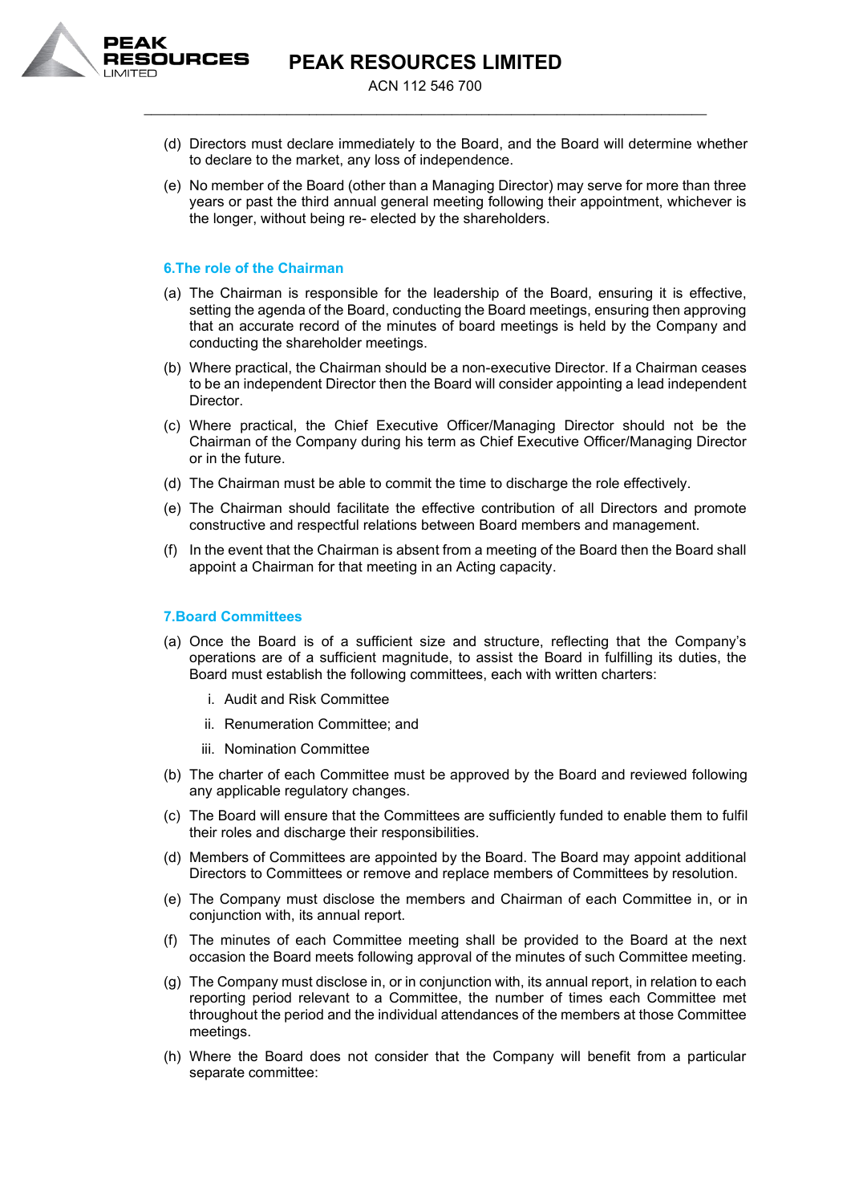(d) Directors must declare immediately to the Board, and the Board will determine whether to declare to the market, any loss of independence.

(e) No member of the Board (other than a Managing Director) may serve for more than three years or past the third annual general meeting following their appointment, whichever is the longer, without being re- elected by the shareholders.

## 6.The role of the Chairman

(a) The Chairman is responsible for the leadership of the Board, ensuring it is effective, setting the agenda of the Board, conducting the Board meetings, ensuring then approving that an accurate record of the minutes of board meetings is held by the Company and conducting the shareholder meetings.

(b) Where practical, the Chairman should be a non-executive Director. If a Chairman ceases to be an independent Director then the Board will consider appointing a lead independent Director.

(c) Where practical, the Chief Executive Officer/Managing Director should not be the Chairman of the Company during his term as Chief Executive Officer/Managing Director or in the future.

(d) The Chairman must be able to commit the time to discharge the role effectively.

(e) The Chairman should facilitate the effective contribution of all Directors and promote constructive and respectful relations between Board members and management.

(f) In the event that the Chairman is absent from a meeting of the Board then the Board shall appoint a Chairman for that meeting in an Acting capacity.

## 7.Board Committees

(a) Once the Board is of a sufficient size and structure, reflecting that the Company's operations are of a sufficient magnitude, to assist the Board in fulfilling its duties, the Board must establish the following committees, each with written charters:

i. Audit and Risk Committee

ii. Renumeration Committee; and

iii. Nomination Committee

(b) The charter of each Committee must be approved by the Board and reviewed following any applicable regulatory changes.

(c) The Board will ensure that the Committees are sufficiently funded to enable them to fulfil their roles and discharge their responsibilities.

(d) Members of Committees are appointed by the Board. The Board may appoint additional Directors to Committees or remove and replace members of Committees by resolution.

(e) The Company must disclose the members and Chairman of each Committee in, or in conjunction with, its annual report.

(f) The minutes of each Committee meeting shall be provided to the Board at the next occasion the Board meets following approval of the minutes of such Committee meeting.

(g) The Company must disclose in, or in conjunction with, its annual report, in relation to each reporting period relevant to a Committee, the number of times each Committee met throughout the period and the individual attendances of the members at those Committee meetings.

(h) Where the Board does not consider that the Company will benefit from a particular separate committee: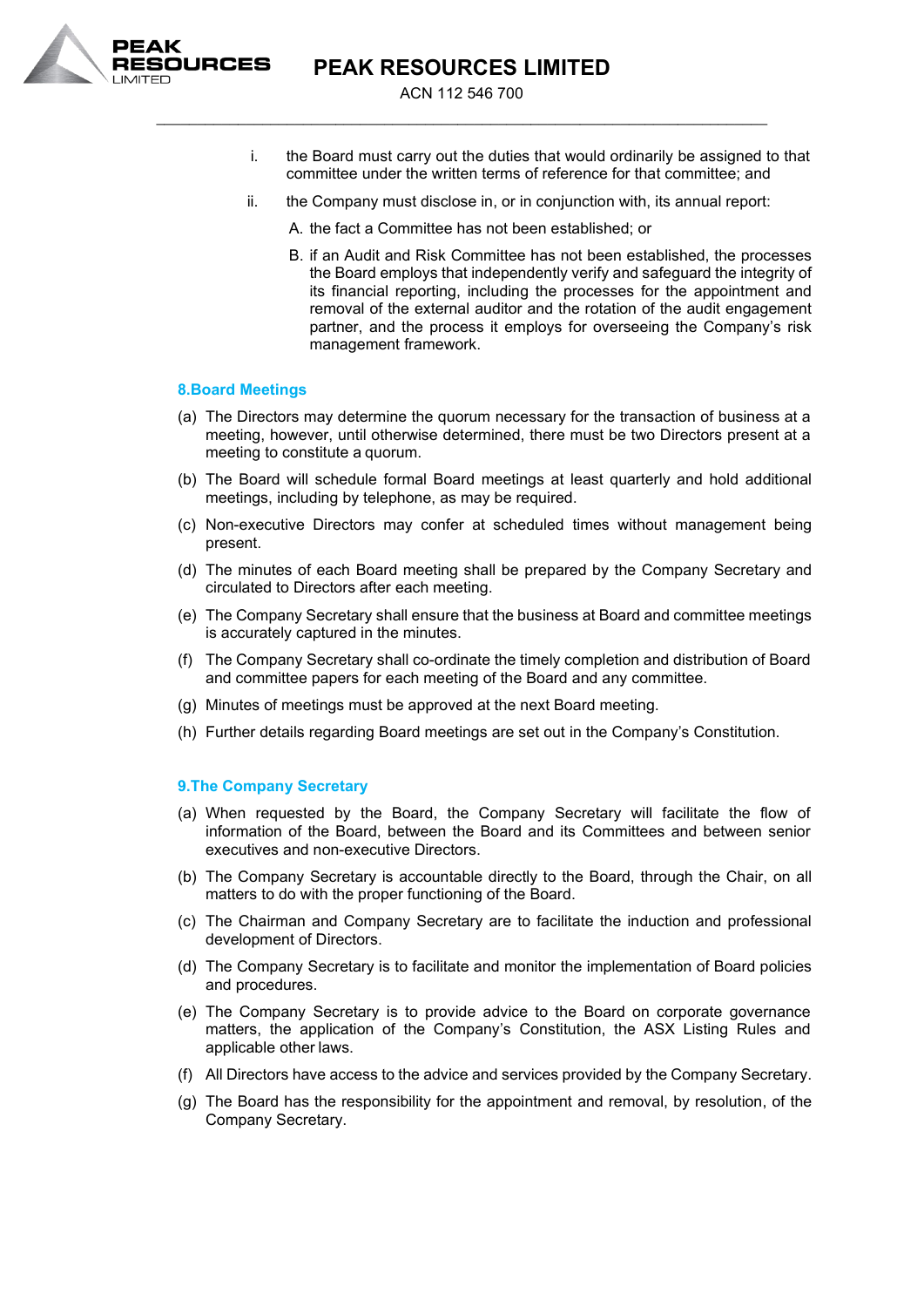i. the Board must carry out the duties that would ordinarily be assigned to that committee under the written terms of reference for that committee; and

ii. the Company must disclose in, or in conjunction with, its annual report:

   A. the fact a Committee has not been established; or

   B. if an Audit and Risk Committee has not been established, the processes the Board employs that independently verify and safeguard the integrity of its financial reporting, including the processes for the appointment and removal of the external auditor and the rotation of the audit engagement partner, and the process it employs for overseeing the Company's risk management framework.

## 8.Board Meetings

(a) The Directors may determine the quorum necessary for the transaction of business at a meeting, however, until otherwise determined, there must be two Directors present at a meeting to constitute a quorum.

(b) The Board will schedule formal Board meetings at least quarterly and hold additional meetings, including by telephone, as may be required.

(c) Non-executive Directors may confer at scheduled times without management being present.

(d) The minutes of each Board meeting shall be prepared by the Company Secretary and circulated to Directors after each meeting.

(e) The Company Secretary shall ensure that the business at Board and committee meetings is accurately captured in the minutes.

(f) The Company Secretary shall co-ordinate the timely completion and distribution of Board and committee papers for each meeting of the Board and any committee.

(g) Minutes of meetings must be approved at the next Board meeting.

(h) Further details regarding Board meetings are set out in the Company's Constitution.

## 9.The Company Secretary

(a) When requested by the Board, the Company Secretary will facilitate the flow of information of the Board, between the Board and its Committees and between senior executives and non-executive Directors.

(b) The Company Secretary is accountable directly to the Board, through the Chair, on all matters to do with the proper functioning of the Board.

(c) The Chairman and Company Secretary are to facilitate the induction and professional development of Directors.

(d) The Company Secretary is to facilitate and monitor the implementation of Board policies and procedures.

(e) The Company Secretary is to provide advice to the Board on corporate governance matters, the application of the Company's Constitution, the ASX Listing Rules and applicable other laws.

(f) All Directors have access to the advice and services provided by the Company Secretary.

(g) The Board has the responsibility for the appointment and removal, by resolution, of the Company Secretary.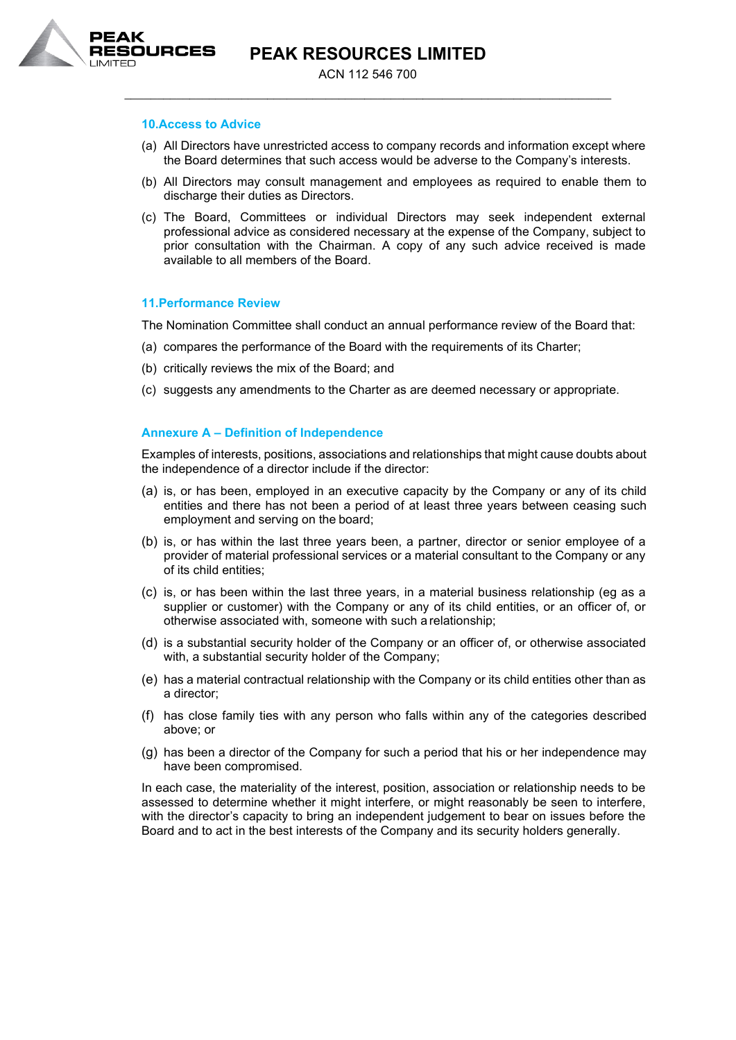## 10. Access to Advice

(a) All Directors have unrestricted access to company records and information except where the Board determines that such access would be adverse to the Company's interests.

(b) All Directors may consult management and employees as required to enable them to discharge their duties as Directors.

(c) The Board, Committees or individual Directors may seek independent external professional advice as considered necessary at the expense of the Company, subject to prior consultation with the Chairman. A copy of any such advice received is made available to all members of the Board.

## 11. Performance Review

The Nomination Committee shall conduct an annual performance review of the Board that:

(a) compares the performance of the Board with the requirements of its Charter;

(b) critically reviews the mix of the Board; and

(c) suggests any amendments to the Charter as are deemed necessary or appropriate.

## Annexure A – Definition of Independence

Examples of interests, positions, associations and relationships that might cause doubts about the independence of a director include if the director:

(a) is, or has been, employed in an executive capacity by the Company or any of its child entities and there has not been a period of at least three years between ceasing such employment and serving on the board;

(b) is, or has within the last three years been, a partner, director or senior employee of a provider of material professional services or a material consultant to the Company or any of its child entities;

(c) is, or has been within the last three years, in a material business relationship (eg as a supplier or customer) with the Company or any of its child entities, or an officer of, or otherwise associated with, someone with such a relationship;

(d) is a substantial security holder of the Company or an officer of, or otherwise associated with, a substantial security holder of the Company;

(e) has a material contractual relationship with the Company or its child entities other than as a director;

(f) has close family ties with any person who falls within any of the categories described above; or

(g) has been a director of the Company for such a period that his or her independence may have been compromised.

In each case, the materiality of the interest, position, association or relationship needs to be assessed to determine whether it might interfere, or might reasonably be seen to interfere, with the director's capacity to bring an independent judgement to bear on issues before the Board and to act in the best interests of the Company and its security holders generally.